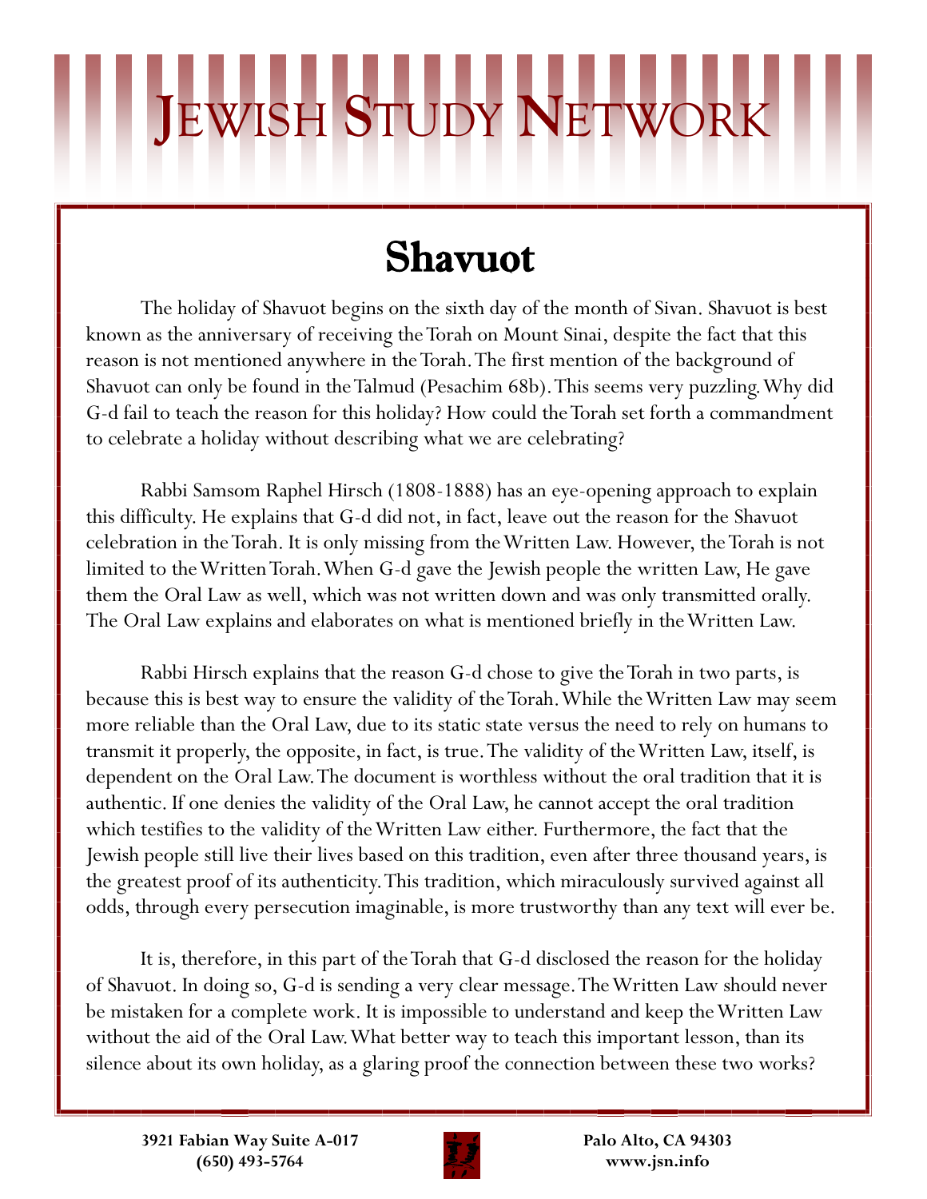# Jewish Study Network

## Shavuot

The holiday of Shavuot begins on the sixth day of the month of Sivan. Shavuot is best known as the anniversary of receiving the Torah on Mount Sinai, despite the fact that this reason is not mentioned anywhere in the Torah. The first mention of the background of Shavuot can only be found in the Talmud (Pesachim 68b). This seems very puzzling. Why did G-d fail to teach the reason for this holiday? How could the Torah set forth a commandment to celebrate a holiday without describing what we are celebrating?

Rabbi Samsom Raphel Hirsch (1808-1888) has an eye-opening approach to explain this difficulty. He explains that G-d did not, in fact, leave out the reason for the Shavuot celebration in the Torah. It is only missing from the Written Law. However, the Torah is not limited to the Written Torah. When G-d gave the Jewish people the written Law, He gave them the Oral Law as well, which was not written down and was only transmitted orally. The Oral Law explains and elaborates on what is mentioned briefly in the Written Law.

Rabbi Hirsch explains that the reason G-d chose to give the Torah in two parts, is because this is best way to ensure the validity of the Torah. While the Written Law may seem more reliable than the Oral Law, due to its static state versus the need to rely on humans to transmit it properly, the opposite, in fact, is true. The validity of the Written Law, itself, is dependent on the Oral Law. The document is worthless without the oral tradition that it is authentic. If one denies the validity of the Oral Law, he cannot accept the oral tradition which testifies to the validity of the Written Law either. Furthermore, the fact that the Jewish people still live their lives based on this tradition, even after three thousand years, is the greatest proof of its authenticity. This tradition, which miraculously survived against all odds, through every persecution imaginable, is more trustworthy than any text will ever be.

It is, therefore, in this part of the Torah that G-d disclosed the reason for the holiday of Shavuot. In doing so, G-d is sending a very clear message. The Written Law should never be mistaken for a complete work. It is impossible to understand and keep the Written Law without the aid of the Oral Law. What better way to teach this important lesson, than its silence about its own holiday, as a glaring proof the connection between these two works?

3921 Fabian Way Suite A-017
(650) 493-5764

Palo Alto, CA 94303
www.jsn.info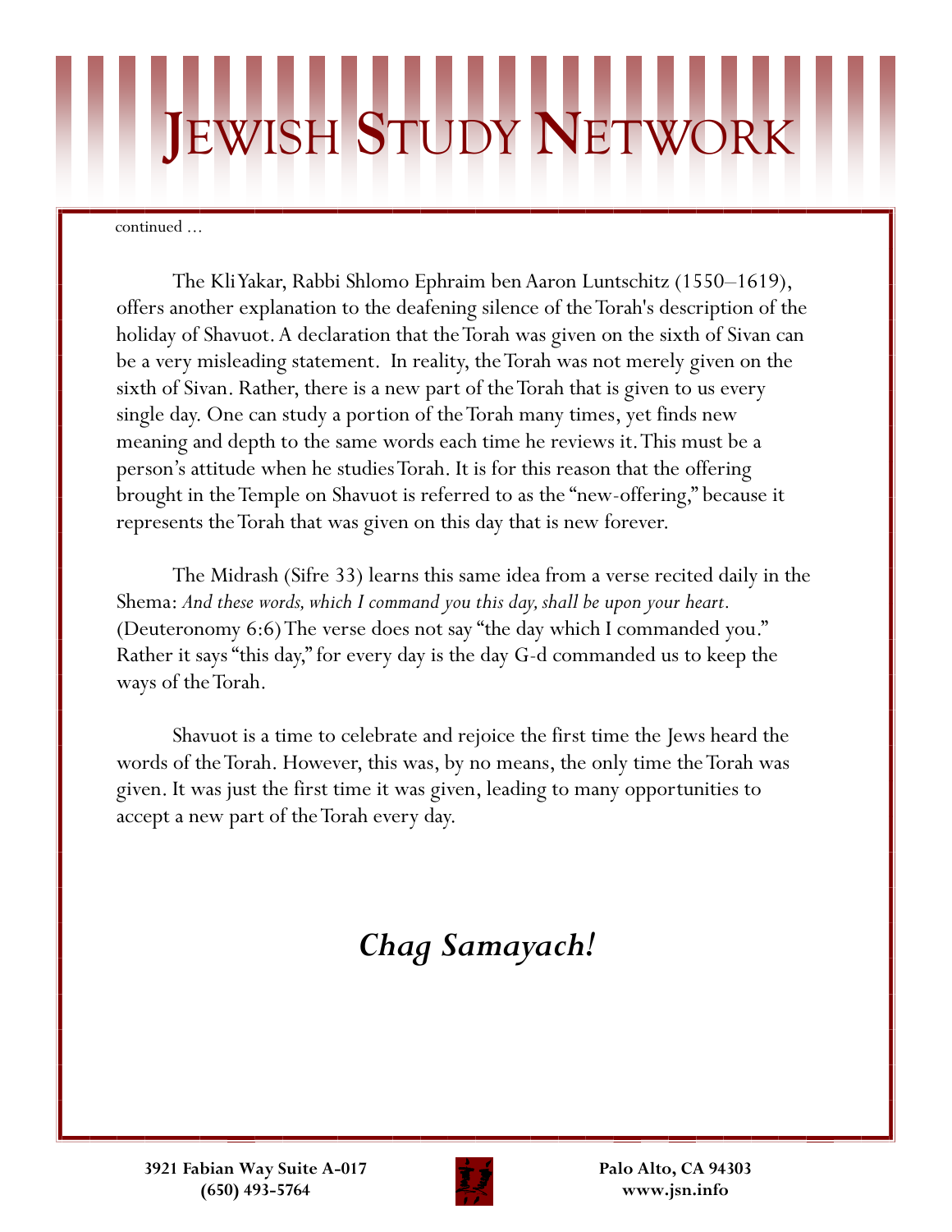continued …

The Kli Yakar, Rabbi Shlomo Ephraim ben Aaron Luntschitz (1550–1619), offers another explanation to the deafening silence of the Torah's description of the holiday of Shavuot. A declaration that the Torah was given on the sixth of Sivan can be a very misleading statement. In reality, the Torah was not merely given on the sixth of Sivan. Rather, there is a new part of the Torah that is given to us every single day. One can study a portion of the Torah many times, yet finds new meaning and depth to the same words each time he reviews it. This must be a person's attitude when he studies Torah. It is for this reason that the offering brought in the Temple on Shavuot is referred to as the "new-offering," because it represents the Torah that was given on this day that is new forever.

The Midrash (Sifre 33) learns this same idea from a verse recited daily in the Shema: *And these words, which I command you this day, shall be upon your heart.* (Deuteronomy 6:6) The verse does not say "the day which I commanded you." Rather it says "this day," for every day is the day G-d commanded us to keep the ways of the Torah.

Shavuot is a time to celebrate and rejoice the first time the Jews heard the words of the Torah. However, this was, by no means, the only time the Torah was given. It was just the first time it was given, leading to many opportunities to accept a new part of the Torah every day.

***Chag Samayach!***

**3921 Fabian Way Suite A-017**
**(650) 493-5764**

**Palo Alto, CA 94303**
**www.jsn.info**